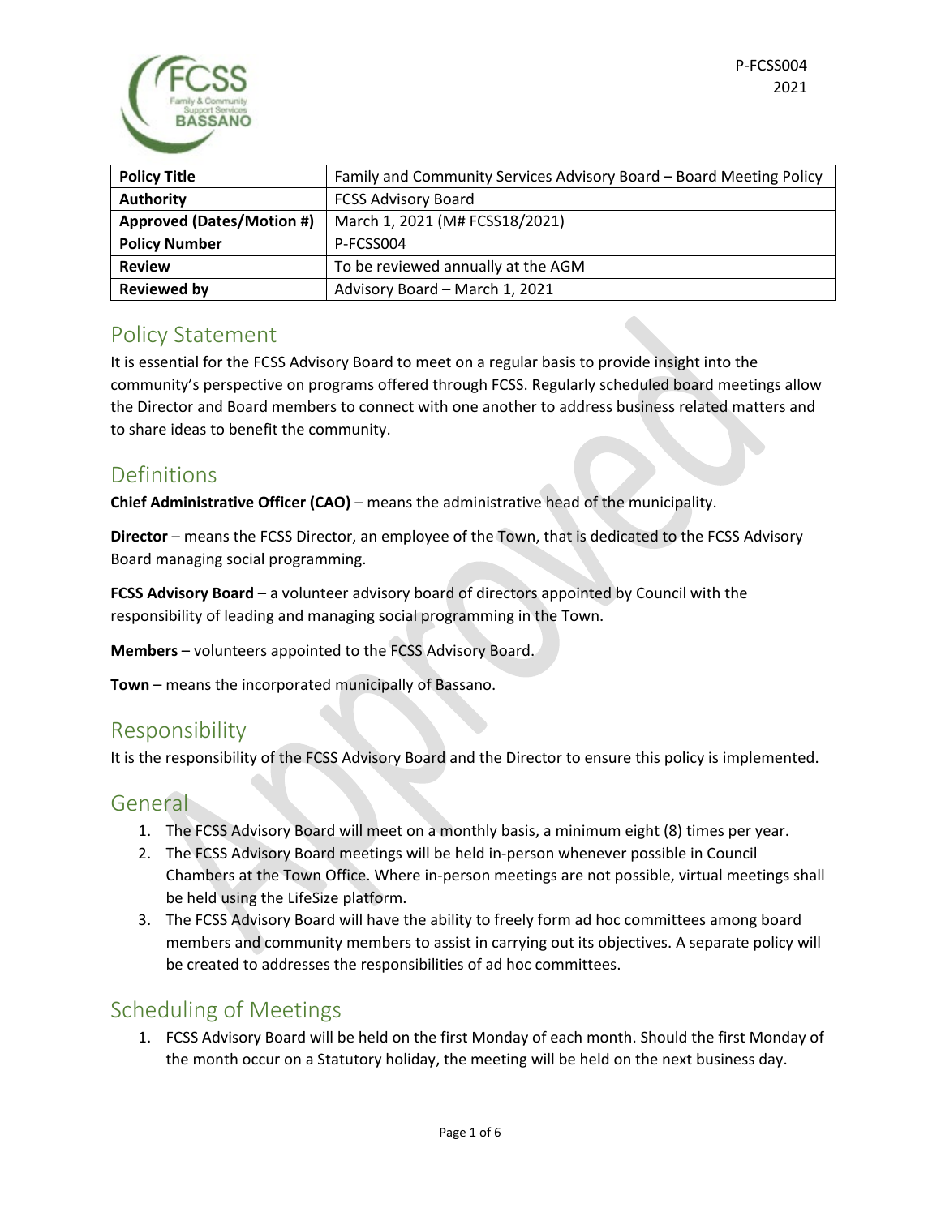P-FCSS004
2021

| Policy Title | Family and Community Services Advisory Board – Board Meeting Policy |
|---|---|
| Authority | FCSS Advisory Board |
| Approved (Dates/Motion #) | March 1, 2021 (M# FCSS18/2021) |
| Policy Number | P-FCSS004 |
| Review | To be reviewed annually at the AGM |
| Reviewed by | Advisory Board – March 1, 2021 |

## Policy Statement

It is essential for the FCSS Advisory Board to meet on a regular basis to provide insight into the community's perspective on programs offered through FCSS. Regularly scheduled board meetings allow the Director and Board members to connect with one another to address business related matters and to share ideas to benefit the community.

## Definitions

**Chief Administrative Officer (CAO)** – means the administrative head of the municipality.

**Director** – means the FCSS Director, an employee of the Town, that is dedicated to the FCSS Advisory Board managing social programming.

**FCSS Advisory Board** – a volunteer advisory board of directors appointed by Council with the responsibility of leading and managing social programming in the Town.

**Members** – volunteers appointed to the FCSS Advisory Board.

**Town** – means the incorporated municipally of Bassano.

## Responsibility

It is the responsibility of the FCSS Advisory Board and the Director to ensure this policy is implemented.

## General

1. The FCSS Advisory Board will meet on a monthly basis, a minimum eight (8) times per year.
2. The FCSS Advisory Board meetings will be held in-person whenever possible in Council Chambers at the Town Office. Where in-person meetings are not possible, virtual meetings shall be held using the LifeSize platform.
3. The FCSS Advisory Board will have the ability to freely form ad hoc committees among board members and community members to assist in carrying out its objectives. A separate policy will be created to addresses the responsibilities of ad hoc committees.

## Scheduling of Meetings

1. FCSS Advisory Board will be held on the first Monday of each month. Should the first Monday of the month occur on a Statutory holiday, the meeting will be held on the next business day.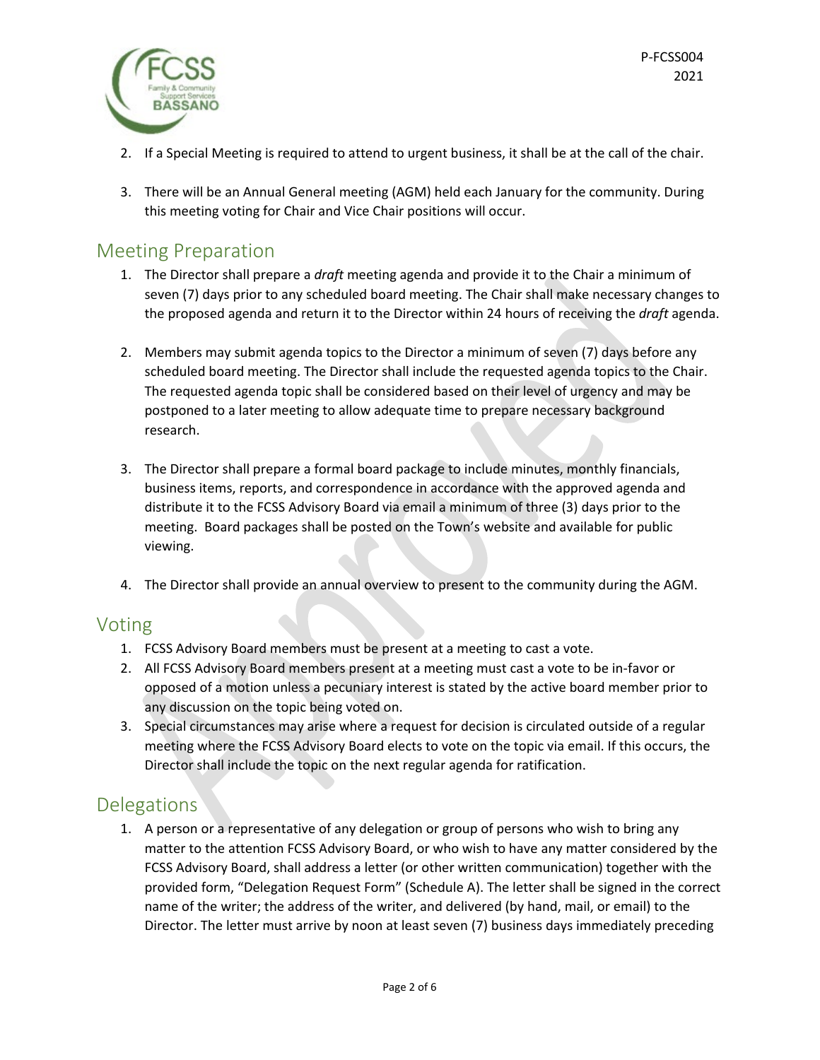2. If a Special Meeting is required to attend to urgent business, it shall be at the call of the chair.

3. There will be an Annual General meeting (AGM) held each January for the community. During this meeting voting for Chair and Vice Chair positions will occur.

## Meeting Preparation

1. The Director shall prepare a *draft* meeting agenda and provide it to the Chair a minimum of seven (7) days prior to any scheduled board meeting. The Chair shall make necessary changes to the proposed agenda and return it to the Director within 24 hours of receiving the *draft* agenda.

2. Members may submit agenda topics to the Director a minimum of seven (7) days before any scheduled board meeting. The Director shall include the requested agenda topics to the Chair. The requested agenda topic shall be considered based on their level of urgency and may be postponed to a later meeting to allow adequate time to prepare necessary background research.

3. The Director shall prepare a formal board package to include minutes, monthly financials, business items, reports, and correspondence in accordance with the approved agenda and distribute it to the FCSS Advisory Board via email a minimum of three (3) days prior to the meeting. Board packages shall be posted on the Town's website and available for public viewing.

4. The Director shall provide an annual overview to present to the community during the AGM.

## Voting

1. FCSS Advisory Board members must be present at a meeting to cast a vote.
2. All FCSS Advisory Board members present at a meeting must cast a vote to be in-favor or opposed of a motion unless a pecuniary interest is stated by the active board member prior to any discussion on the topic being voted on.
3. Special circumstances may arise where a request for decision is circulated outside of a regular meeting where the FCSS Advisory Board elects to vote on the topic via email. If this occurs, the Director shall include the topic on the next regular agenda for ratification.

## Delegations

1. A person or a representative of any delegation or group of persons who wish to bring any matter to the attention FCSS Advisory Board, or who wish to have any matter considered by the FCSS Advisory Board, shall address a letter (or other written communication) together with the provided form, "Delegation Request Form" (Schedule A). The letter shall be signed in the correct name of the writer; the address of the writer, and delivered (by hand, mail, or email) to the Director. The letter must arrive by noon at least seven (7) business days immediately preceding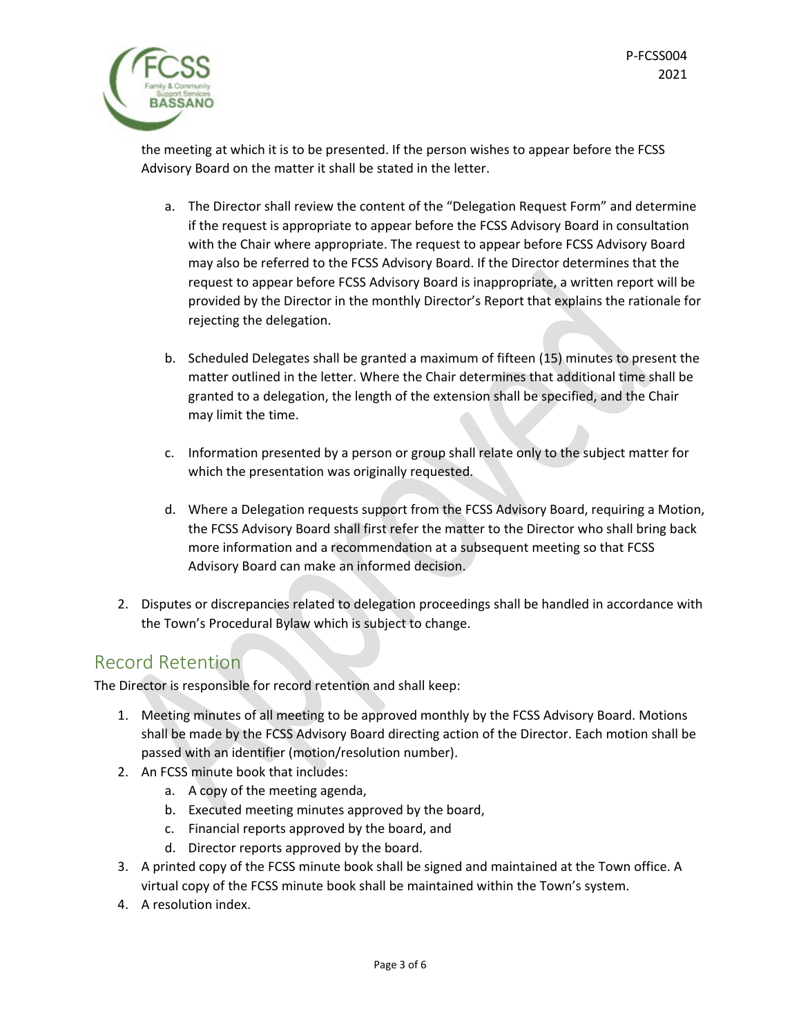the meeting at which it is to be presented. If the person wishes to appear before the FCSS Advisory Board on the matter it shall be stated in the letter.

   a. The Director shall review the content of the "Delegation Request Form" and determine if the request is appropriate to appear before the FCSS Advisory Board in consultation with the Chair where appropriate. The request to appear before FCSS Advisory Board may also be referred to the FCSS Advisory Board. If the Director determines that the request to appear before FCSS Advisory Board is inappropriate, a written report will be provided by the Director in the monthly Director's Report that explains the rationale for rejecting the delegation.

   b. Scheduled Delegates shall be granted a maximum of fifteen (15) minutes to present the matter outlined in the letter. Where the Chair determines that additional time shall be granted to a delegation, the length of the extension shall be specified, and the Chair may limit the time.

   c. Information presented by a person or group shall relate only to the subject matter for which the presentation was originally requested.

   d. Where a Delegation requests support from the FCSS Advisory Board, requiring a Motion, the FCSS Advisory Board shall first refer the matter to the Director who shall bring back more information and a recommendation at a subsequent meeting so that FCSS Advisory Board can make an informed decision.

2. Disputes or discrepancies related to delegation proceedings shall be handled in accordance with the Town's Procedural Bylaw which is subject to change.

## Record Retention

The Director is responsible for record retention and shall keep:

1. Meeting minutes of all meeting to be approved monthly by the FCSS Advisory Board. Motions shall be made by the FCSS Advisory Board directing action of the Director. Each motion shall be passed with an identifier (motion/resolution number).
2. An FCSS minute book that includes:
   a. A copy of the meeting agenda,
   b. Executed meeting minutes approved by the board,
   c. Financial reports approved by the board, and
   d. Director reports approved by the board.
3. A printed copy of the FCSS minute book shall be signed and maintained at the Town office. A virtual copy of the FCSS minute book shall be maintained within the Town's system.
4. A resolution index.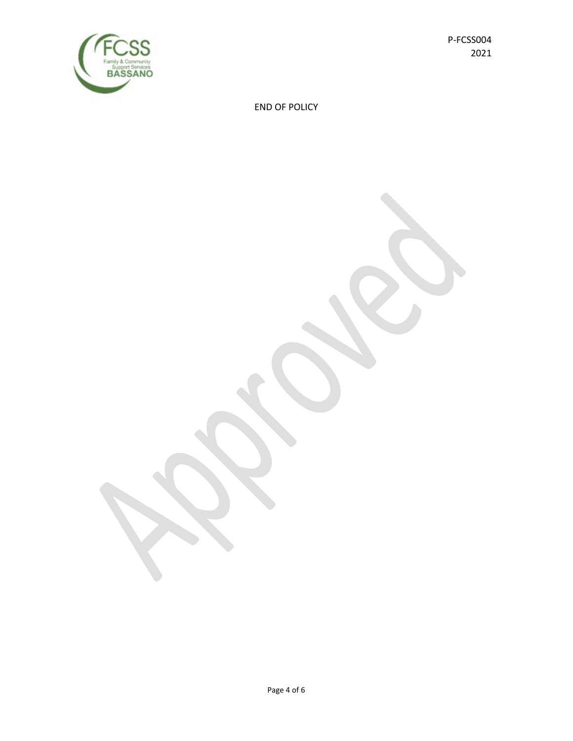END OF POLICY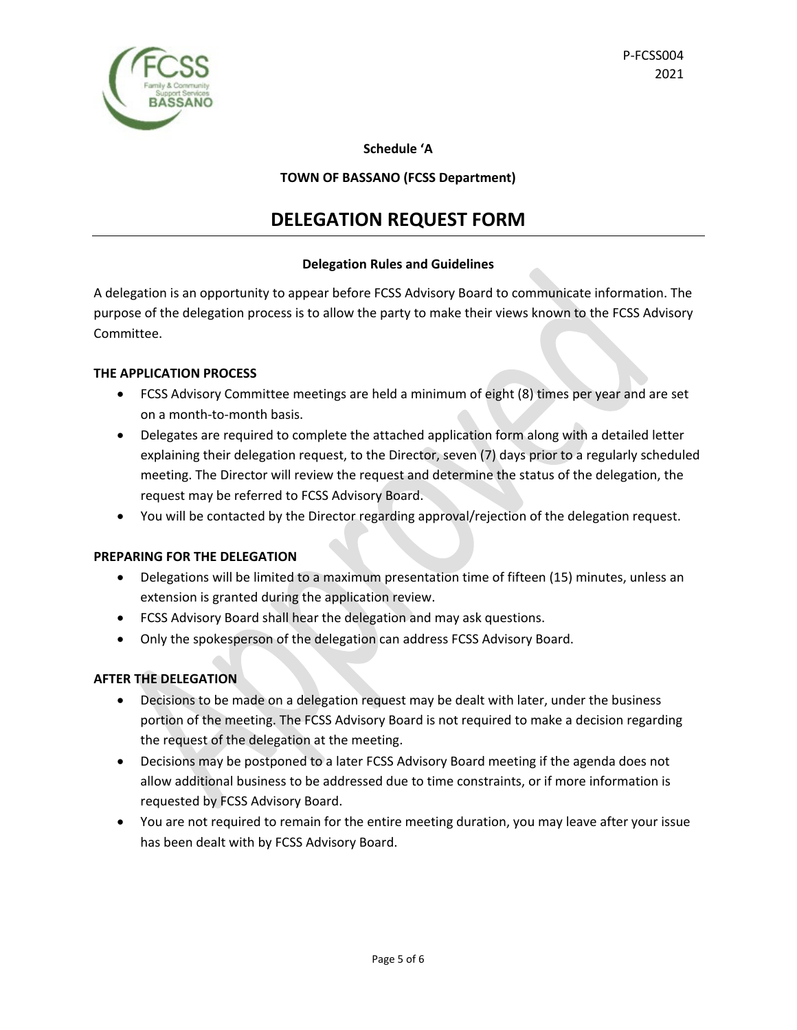P-FCSS004
2021

**Schedule 'A**

**TOWN OF BASSANO (FCSS Department)**

# DELEGATION REQUEST FORM

**Delegation Rules and Guidelines**

A delegation is an opportunity to appear before FCSS Advisory Board to communicate information. The purpose of the delegation process is to allow the party to make their views known to the FCSS Advisory Committee.

**THE APPLICATION PROCESS**

- FCSS Advisory Committee meetings are held a minimum of eight (8) times per year and are set on a month-to-month basis.
- Delegates are required to complete the attached application form along with a detailed letter explaining their delegation request, to the Director, seven (7) days prior to a regularly scheduled meeting. The Director will review the request and determine the status of the delegation, the request may be referred to FCSS Advisory Board.
- You will be contacted by the Director regarding approval/rejection of the delegation request.

**PREPARING FOR THE DELEGATION**

- Delegations will be limited to a maximum presentation time of fifteen (15) minutes, unless an extension is granted during the application review.
- FCSS Advisory Board shall hear the delegation and may ask questions.
- Only the spokesperson of the delegation can address FCSS Advisory Board.

**AFTER THE DELEGATION**

- Decisions to be made on a delegation request may be dealt with later, under the business portion of the meeting. The FCSS Advisory Board is not required to make a decision regarding the request of the delegation at the meeting.
- Decisions may be postponed to a later FCSS Advisory Board meeting if the agenda does not allow additional business to be addressed due to time constraints, or if more information is requested by FCSS Advisory Board.
- You are not required to remain for the entire meeting duration, you may leave after your issue has been dealt with by FCSS Advisory Board.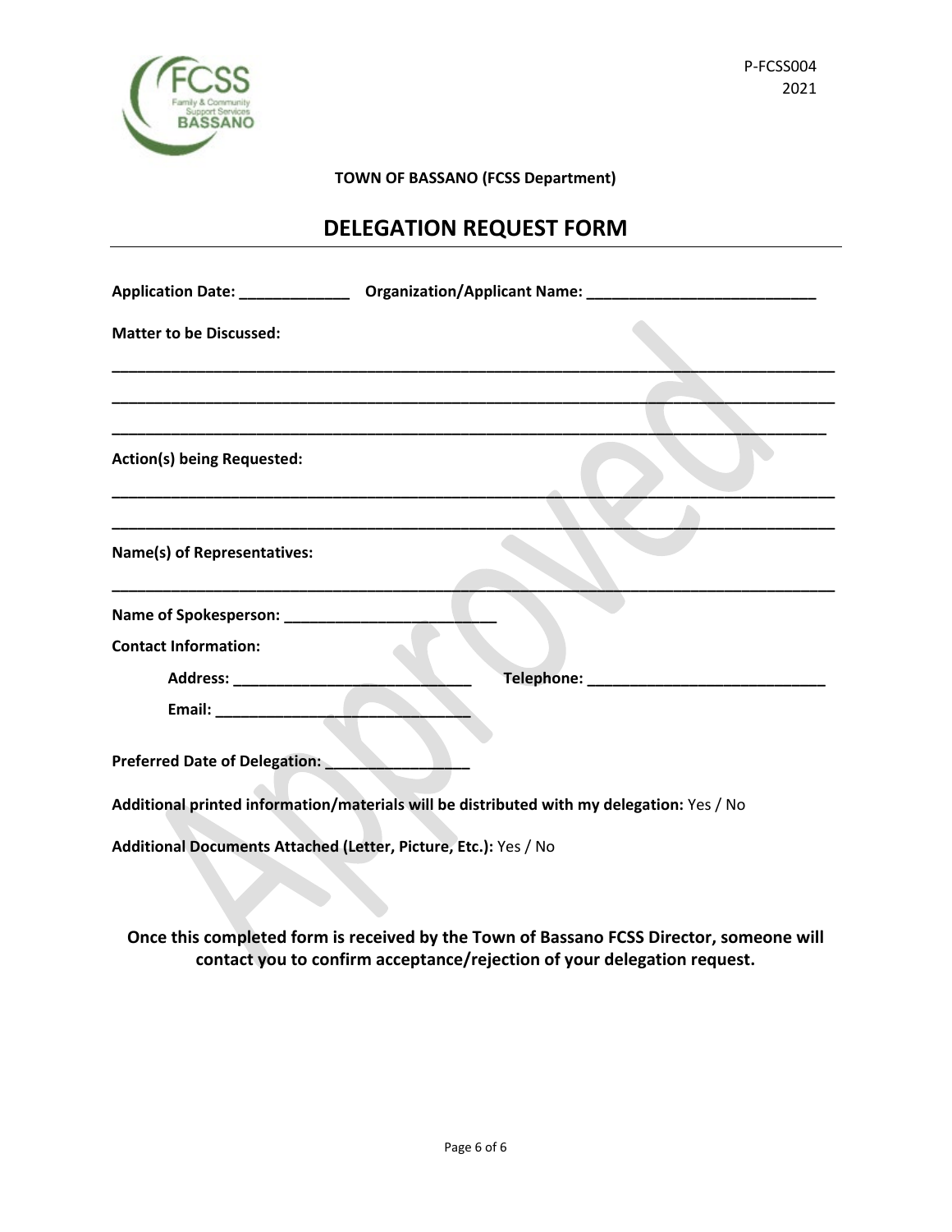P-FCSS004
2021

**TOWN OF BASSANO (FCSS Department)**

# DELEGATION REQUEST FORM

**Application Date:** _____________ **Organization/Applicant Name:** ___________________________

**Matter to be Discussed:**

______________________________________________________________________________

______________________________________________________________________________

______________________________________________________________________________

**Action(s) being Requested:**

______________________________________________________________________________

______________________________________________________________________________

**Name(s) of Representatives:**

______________________________________________________________________________

**Name of Spokesperson:** ________________________

**Contact Information:**

**Address:** ____________________________ **Telephone:** ____________________________

**Email:** ______________________________

**Preferred Date of Delegation:** _________________

**Additional printed information/materials will be distributed with my delegation:** Yes / No

**Additional Documents Attached (Letter, Picture, Etc.):** Yes / No

**Once this completed form is received by the Town of Bassano FCSS Director, someone will contact you to confirm acceptance/rejection of your delegation request.**